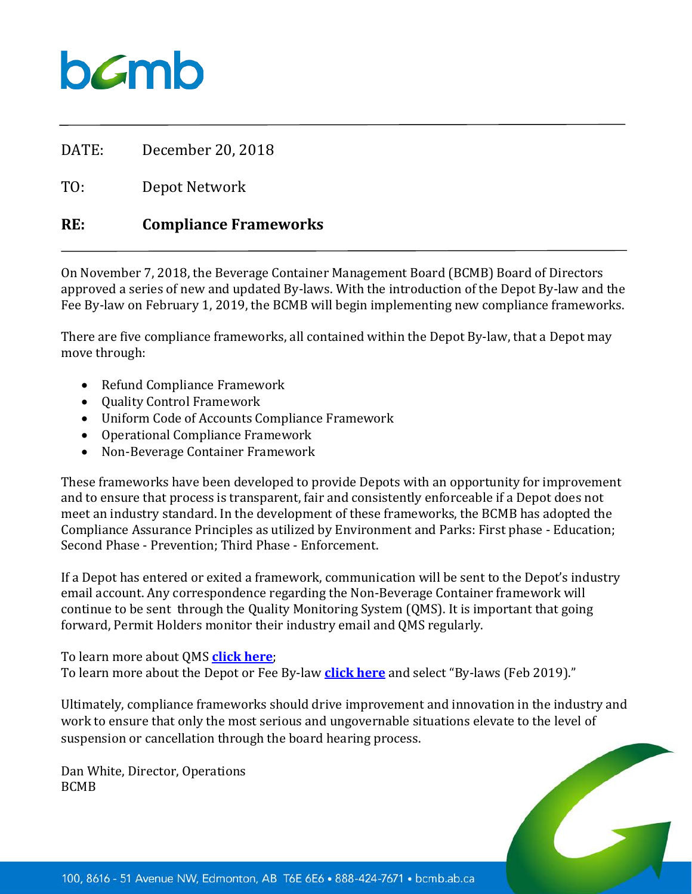DATE: December 20, 2018

TO: Depot Network

**RE: Compliance Frameworks**

On November 7, 2018, the Beverage Container Management Board (BCMB) Board of Directors approved a series of new and updated By-laws. With the introduction of the Depot By-law and the Fee By-law on February 1, 2019, the BCMB will begin implementing new compliance frameworks.

There are five compliance frameworks, all contained within the Depot By-law, that a Depot may move through:

- Refund Compliance Framework
- Quality Control Framework
- Uniform Code of Accounts Compliance Framework
- Operational Compliance Framework
- Non-Beverage Container Framework

These frameworks have been developed to provide Depots with an opportunity for improvement and to ensure that process is transparent, fair and consistently enforceable if a Depot does not meet an industry standard. In the development of these frameworks, the BCMB has adopted the Compliance Assurance Principles as utilized by Environment and Parks: First phase - Education; Second Phase - Prevention; Third Phase - Enforcement.

If a Depot has entered or exited a framework, communication will be sent to the Depot's industry email account. Any correspondence regarding the Non-Beverage Container framework will continue to be sent through the Quality Monitoring System (QMS). It is important that going forward, Permit Holders monitor their industry email and QMS regularly.

To learn more about QMS **click here**;
To learn more about the Depot or Fee By-law **click here** and select "By-laws (Feb 2019)."

Ultimately, compliance frameworks should drive improvement and innovation in the industry and work to ensure that only the most serious and ungovernable situations elevate to the level of suspension or cancellation through the board hearing process.

Dan White, Director, Operations
BCMB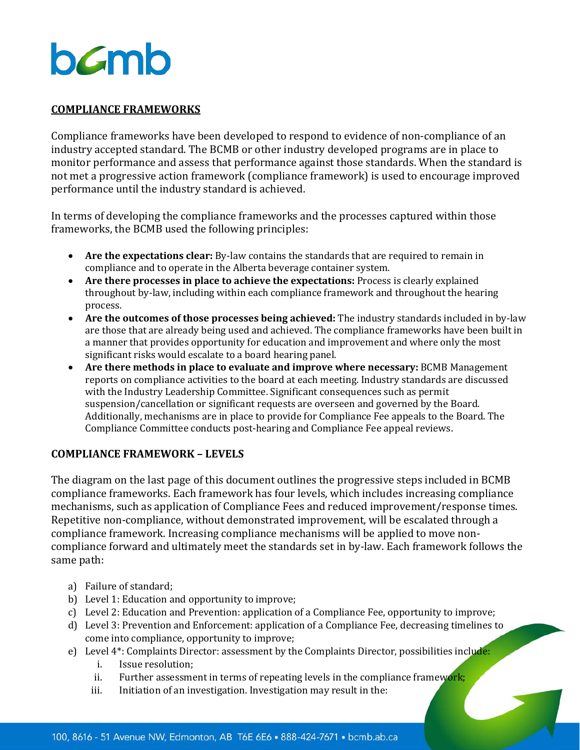## COMPLIANCE FRAMEWORKS

Compliance frameworks have been developed to respond to evidence of non-compliance of an industry accepted standard. The BCMB or other industry developed programs are in place to monitor performance and assess that performance against those standards. When the standard is not met a progressive action framework (compliance framework) is used to encourage improved performance until the industry standard is achieved.

In terms of developing the compliance frameworks and the processes captured within those frameworks, the BCMB used the following principles:

- **Are the expectations clear:** By-law contains the standards that are required to remain in compliance and to operate in the Alberta beverage container system.
- **Are there processes in place to achieve the expectations:** Process is clearly explained throughout by-law, including within each compliance framework and throughout the hearing process.
- **Are the outcomes of those processes being achieved:** The industry standards included in by-law are those that are already being used and achieved. The compliance frameworks have been built in a manner that provides opportunity for education and improvement and where only the most significant risks would escalate to a board hearing panel.
- **Are there methods in place to evaluate and improve where necessary:** BCMB Management reports on compliance activities to the board at each meeting. Industry standards are discussed with the Industry Leadership Committee. Significant consequences such as permit suspension/cancellation or significant requests are overseen and governed by the Board. Additionally, mechanisms are in place to provide for Compliance Fee appeals to the Board. The Compliance Committee conducts post-hearing and Compliance Fee appeal reviews.

## COMPLIANCE FRAMEWORK – LEVELS

The diagram on the last page of this document outlines the progressive steps included in BCMB compliance frameworks. Each framework has four levels, which includes increasing compliance mechanisms, such as application of Compliance Fees and reduced improvement/response times. Repetitive non-compliance, without demonstrated improvement, will be escalated through a compliance framework. Increasing compliance mechanisms will be applied to move non-compliance forward and ultimately meet the standards set in by-law. Each framework follows the same path:

a) Failure of standard;
b) Level 1: Education and opportunity to improve;
c) Level 2: Education and Prevention: application of a Compliance Fee, opportunity to improve;
d) Level 3: Prevention and Enforcement: application of a Compliance Fee, decreasing timelines to come into compliance, opportunity to improve;
e) Level 4*: Complaints Director: assessment by the Complaints Director, possibilities include:
   i. Issue resolution;
   ii. Further assessment in terms of repeating levels in the compliance framework;
   iii. Initiation of an investigation. Investigation may result in the: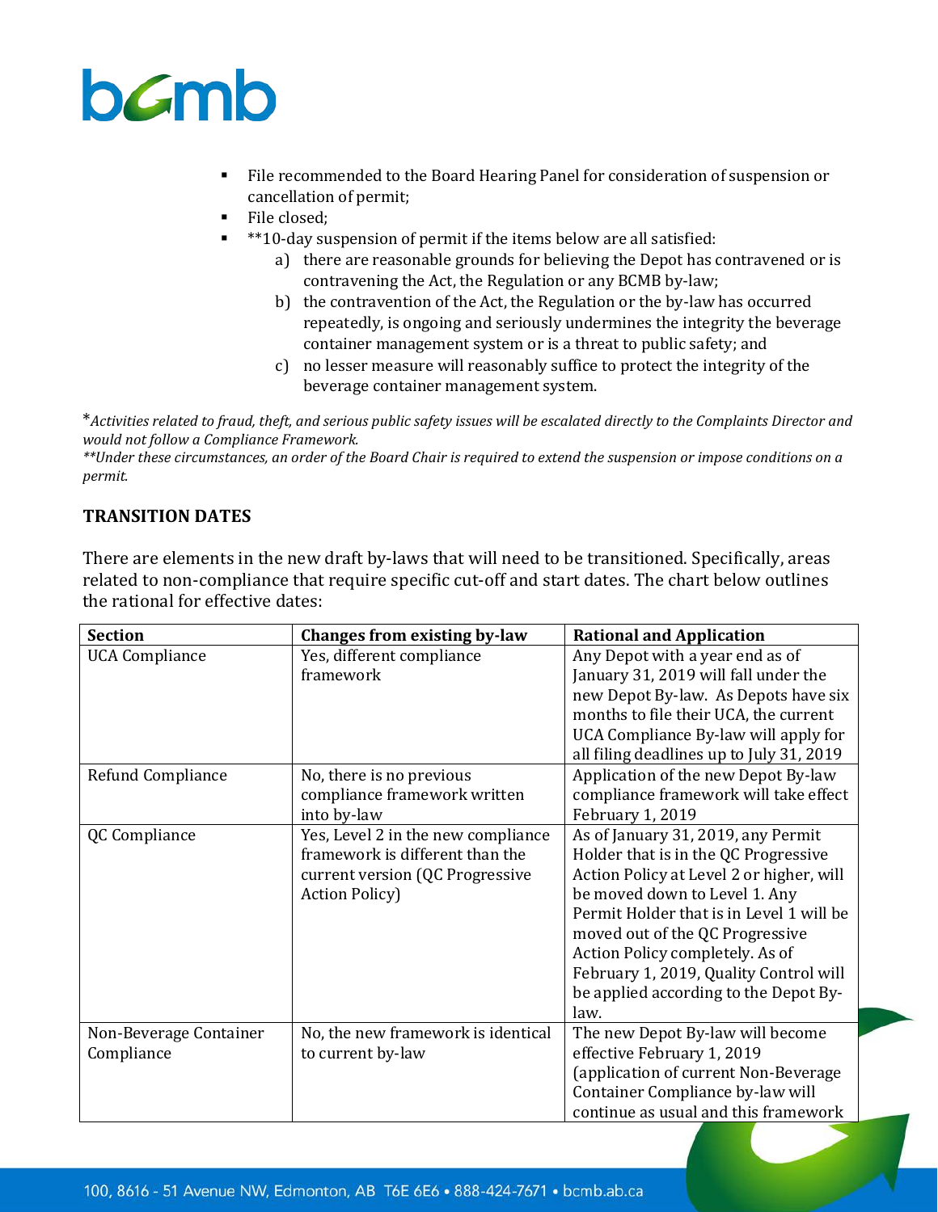- File recommended to the Board Hearing Panel for consideration of suspension or cancellation of permit;
- File closed;
- **10-day suspension of permit if the items below are all satisfied:
  a) there are reasonable grounds for believing the Depot has contravened or is contravening the Act, the Regulation or any BCMB by-law;
  b) the contravention of the Act, the Regulation or the by-law has occurred repeatedly, is ongoing and seriously undermines the integrity the beverage container management system or is a threat to public safety; and
  c) no lesser measure will reasonably suffice to protect the integrity of the beverage container management system.

*\*Activities related to fraud, theft, and serious public safety issues will be escalated directly to the Complaints Director and would not follow a Compliance Framework.*
*\*\*Under these circumstances, an order of the Board Chair is required to extend the suspension or impose conditions on a permit.*

## TRANSITION DATES

There are elements in the new draft by-laws that will need to be transitioned. Specifically, areas related to non-compliance that require specific cut-off and start dates. The chart below outlines the rational for effective dates:

| Section | Changes from existing by-law | Rational and Application |
|---|---|---|
| UCA Compliance | Yes, different compliance framework | Any Depot with a year end as of January 31, 2019 will fall under the new Depot By-law. As Depots have six months to file their UCA, the current UCA Compliance By-law will apply for all filing deadlines up to July 31, 2019 |
| Refund Compliance | No, there is no previous compliance framework written into by-law | Application of the new Depot By-law compliance framework will take effect February 1, 2019 |
| QC Compliance | Yes, Level 2 in the new compliance framework is different than the current version (QC Progressive Action Policy) | As of January 31, 2019, any Permit Holder that is in the QC Progressive Action Policy at Level 2 or higher, will be moved down to Level 1. Any Permit Holder that is in Level 1 will be moved out of the QC Progressive Action Policy completely. As of February 1, 2019, Quality Control will be applied according to the Depot By-law. |
| Non-Beverage Container Compliance | No, the new framework is identical to current by-law | The new Depot By-law will become effective February 1, 2019 (application of current Non-Beverage Container Compliance by-law will continue as usual and this framework |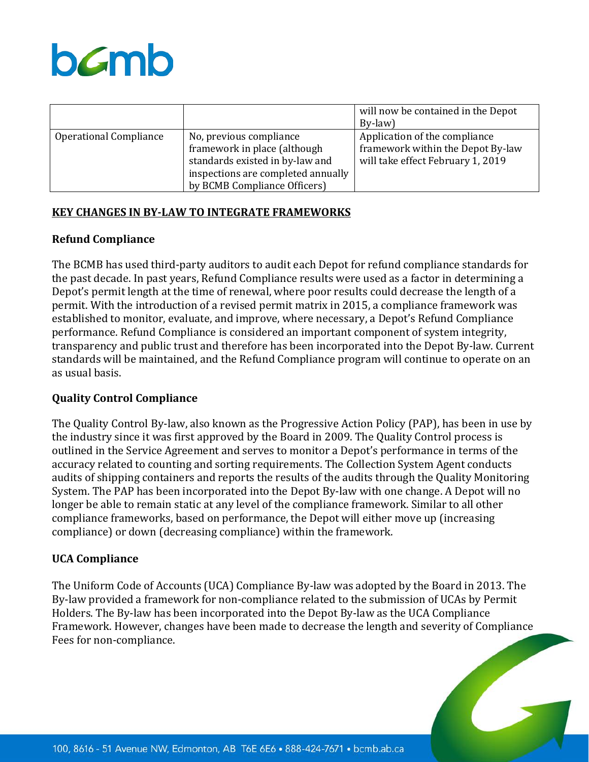| | | will now be contained in the Depot By-law) |
|---|---|---|
| Operational Compliance | No, previous compliance framework in place (although standards existed in by-law and inspections are completed annually by BCMB Compliance Officers) | Application of the compliance framework within the Depot By-law will take effect February 1, 2019 |

## KEY CHANGES IN BY-LAW TO INTEGRATE FRAMEWORKS

### Refund Compliance

The BCMB has used third-party auditors to audit each Depot for refund compliance standards for the past decade. In past years, Refund Compliance results were used as a factor in determining a Depot's permit length at the time of renewal, where poor results could decrease the length of a permit. With the introduction of a revised permit matrix in 2015, a compliance framework was established to monitor, evaluate, and improve, where necessary, a Depot's Refund Compliance performance. Refund Compliance is considered an important component of system integrity, transparency and public trust and therefore has been incorporated into the Depot By-law. Current standards will be maintained, and the Refund Compliance program will continue to operate on an as usual basis.

### Quality Control Compliance

The Quality Control By-law, also known as the Progressive Action Policy (PAP), has been in use by the industry since it was first approved by the Board in 2009. The Quality Control process is outlined in the Service Agreement and serves to monitor a Depot's performance in terms of the accuracy related to counting and sorting requirements. The Collection System Agent conducts audits of shipping containers and reports the results of the audits through the Quality Monitoring System. The PAP has been incorporated into the Depot By-law with one change. A Depot will no longer be able to remain static at any level of the compliance framework. Similar to all other compliance frameworks, based on performance, the Depot will either move up (increasing compliance) or down (decreasing compliance) within the framework.

### UCA Compliance

The Uniform Code of Accounts (UCA) Compliance By-law was adopted by the Board in 2013. The By-law provided a framework for non-compliance related to the submission of UCAs by Permit Holders. The By-law has been incorporated into the Depot By-law as the UCA Compliance Framework. However, changes have been made to decrease the length and severity of Compliance Fees for non-compliance.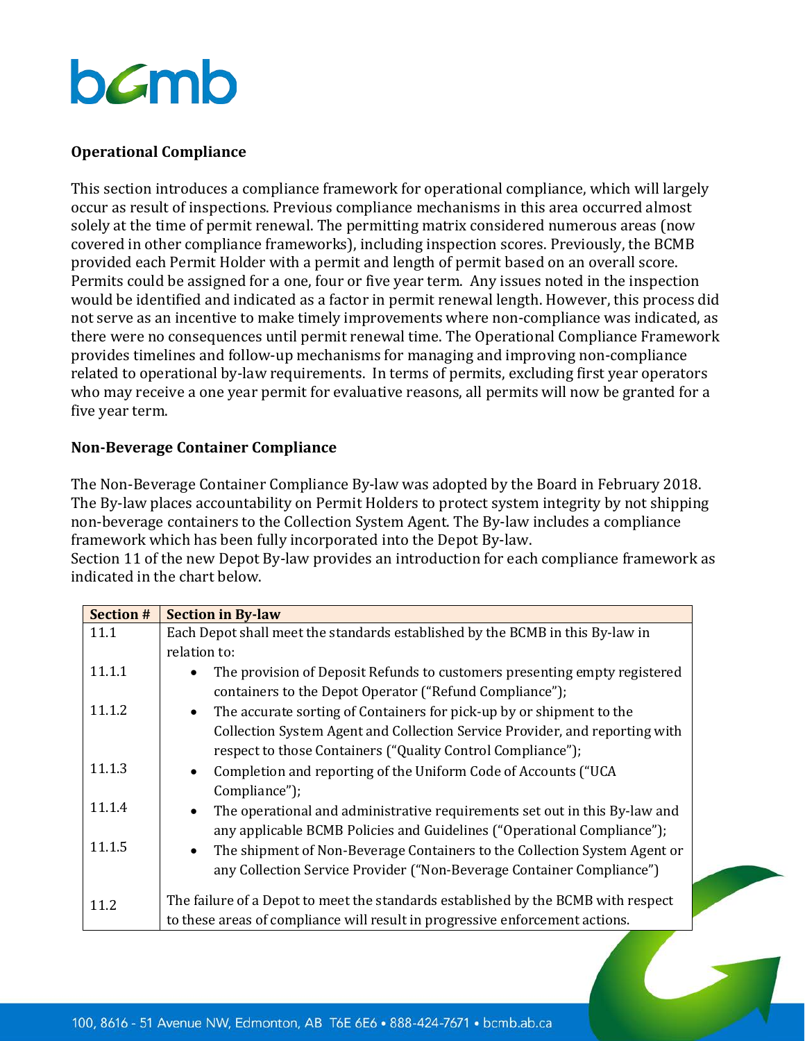**Operational Compliance**

This section introduces a compliance framework for operational compliance, which will largely occur as result of inspections. Previous compliance mechanisms in this area occurred almost solely at the time of permit renewal. The permitting matrix considered numerous areas (now covered in other compliance frameworks), including inspection scores. Previously, the BCMB provided each Permit Holder with a permit and length of permit based on an overall score. Permits could be assigned for a one, four or five year term. Any issues noted in the inspection would be identified and indicated as a factor in permit renewal length. However, this process did not serve as an incentive to make timely improvements where non-compliance was indicated, as there were no consequences until permit renewal time. The Operational Compliance Framework provides timelines and follow-up mechanisms for managing and improving non-compliance related to operational by-law requirements. In terms of permits, excluding first year operators who may receive a one year permit for evaluative reasons, all permits will now be granted for a five year term.

**Non-Beverage Container Compliance**

The Non-Beverage Container Compliance By-law was adopted by the Board in February 2018. The By-law places accountability on Permit Holders to protect system integrity by not shipping non-beverage containers to the Collection System Agent. The By-law includes a compliance framework which has been fully incorporated into the Depot By-law.

Section 11 of the new Depot By-law provides an introduction for each compliance framework as indicated in the chart below.

| Section # | Section in By-law |
|---|---|
| 11.1 | Each Depot shall meet the standards established by the BCMB in this By-law in relation to: |
| 11.1.1 | • The provision of Deposit Refunds to customers presenting empty registered containers to the Depot Operator ("Refund Compliance"); |
| 11.1.2 | • The accurate sorting of Containers for pick-up by or shipment to the Collection System Agent and Collection Service Provider, and reporting with respect to those Containers ("Quality Control Compliance"); |
| 11.1.3 | • Completion and reporting of the Uniform Code of Accounts ("UCA Compliance"); |
| 11.1.4 | • The operational and administrative requirements set out in this By-law and any applicable BCMB Policies and Guidelines ("Operational Compliance"); |
| 11.1.5 | • The shipment of Non-Beverage Containers to the Collection System Agent or any Collection Service Provider ("Non-Beverage Container Compliance") |
| 11.2 | The failure of a Depot to meet the standards established by the BCMB with respect to these areas of compliance will result in progressive enforcement actions. |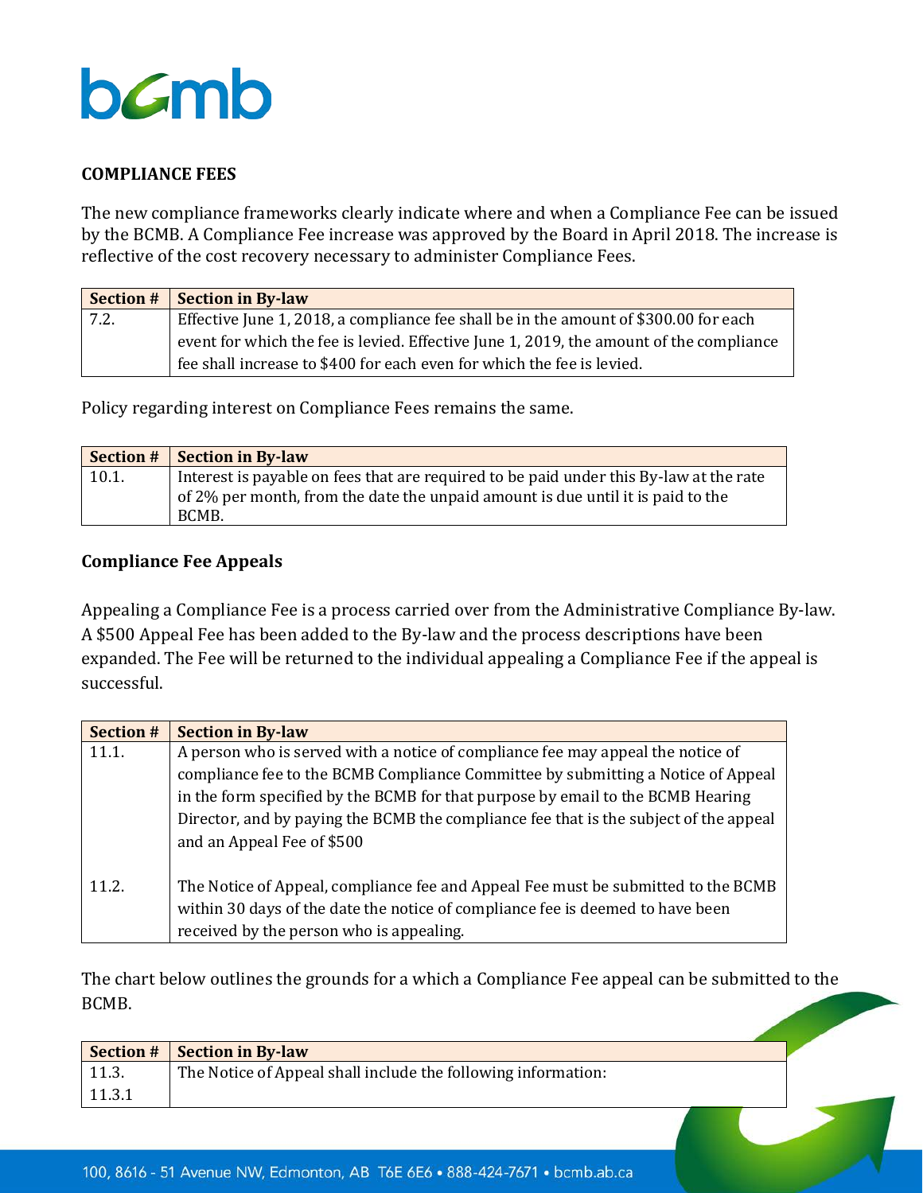## COMPLIANCE FEES

The new compliance frameworks clearly indicate where and when a Compliance Fee can be issued by the BCMB. A Compliance Fee increase was approved by the Board in April 2018. The increase is reflective of the cost recovery necessary to administer Compliance Fees.

| Section # | Section in By-law |
|---|---|
| 7.2. | Effective June 1, 2018, a compliance fee shall be in the amount of $300.00 for each event for which the fee is levied. Effective June 1, 2019, the amount of the compliance fee shall increase to $400 for each even for which the fee is levied. |

Policy regarding interest on Compliance Fees remains the same.

| Section # | Section in By-law |
|---|---|
| 10.1. | Interest is payable on fees that are required to be paid under this By-law at the rate of 2% per month, from the date the unpaid amount is due until it is paid to the BCMB. |

### Compliance Fee Appeals

Appealing a Compliance Fee is a process carried over from the Administrative Compliance By-law. A $500 Appeal Fee has been added to the By-law and the process descriptions have been expanded. The Fee will be returned to the individual appealing a Compliance Fee if the appeal is successful.

| Section # | Section in By-law |
|---|---|
| 11.1. | A person who is served with a notice of compliance fee may appeal the notice of compliance fee to the BCMB Compliance Committee by submitting a Notice of Appeal in the form specified by the BCMB for that purpose by email to the BCMB Hearing Director, and by paying the BCMB the compliance fee that is the subject of the appeal and an Appeal Fee of $500 |
| 11.2. | The Notice of Appeal, compliance fee and Appeal Fee must be submitted to the BCMB within 30 days of the date the notice of compliance fee is deemed to have been received by the person who is appealing. |

The chart below outlines the grounds for a which a Compliance Fee appeal can be submitted to the BCMB.

| Section # | Section in By-law |
|---|---|
| 11.3.<br>11.3.1 | The Notice of Appeal shall include the following information: |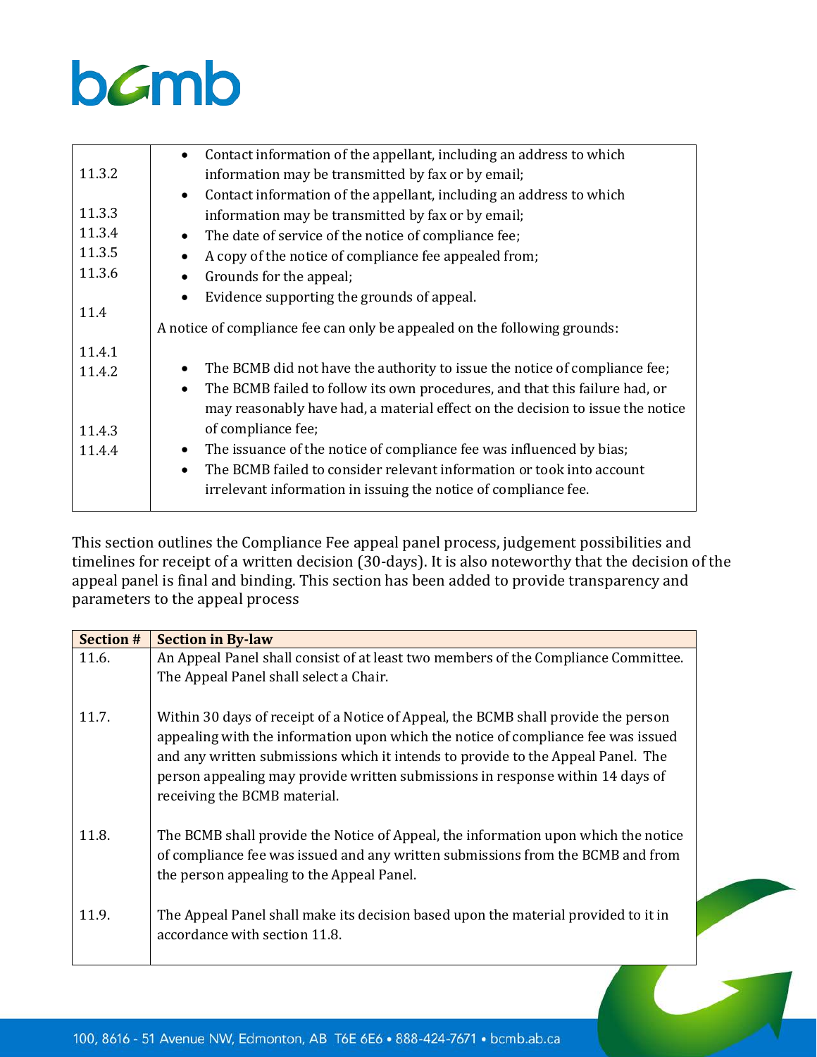| | |
|---|---|
| 11.3.2 | • Contact information of the appellant, including an address to which information may be transmitted by fax or by email; |
| 11.3.3 | • Contact information of the appellant, including an address to which information may be transmitted by fax or by email; |
| 11.3.4 | • The date of service of the notice of compliance fee; |
| 11.3.5 | • A copy of the notice of compliance fee appealed from; |
| 11.3.6 | • Grounds for the appeal; |
| | • Evidence supporting the grounds of appeal. |
| 11.4 | A notice of compliance fee can only be appealed on the following grounds: |
| 11.4.1 | • The BCMB did not have the authority to issue the notice of compliance fee; |
| 11.4.2 | • The BCMB failed to follow its own procedures, and that this failure had, or may reasonably have had, a material effect on the decision to issue the notice of compliance fee; |
| 11.4.3 | • The issuance of the notice of compliance fee was influenced by bias; |
| 11.4.4 | • The BCMB failed to consider relevant information or took into account irrelevant information in issuing the notice of compliance fee. |

This section outlines the Compliance Fee appeal panel process, judgement possibilities and timelines for receipt of a written decision (30-days). It is also noteworthy that the decision of the appeal panel is final and binding. This section has been added to provide transparency and parameters to the appeal process

| Section # | Section in By-law |
|---|---|
| 11.6. | An Appeal Panel shall consist of at least two members of the Compliance Committee. The Appeal Panel shall select a Chair. |
| 11.7. | Within 30 days of receipt of a Notice of Appeal, the BCMB shall provide the person appealing with the information upon which the notice of compliance fee was issued and any written submissions which it intends to provide to the Appeal Panel. The person appealing may provide written submissions in response within 14 days of receiving the BCMB material. |
| 11.8. | The BCMB shall provide the Notice of Appeal, the information upon which the notice of compliance fee was issued and any written submissions from the BCMB and from the person appealing to the Appeal Panel. |
| 11.9. | The Appeal Panel shall make its decision based upon the material provided to it in accordance with section 11.8. |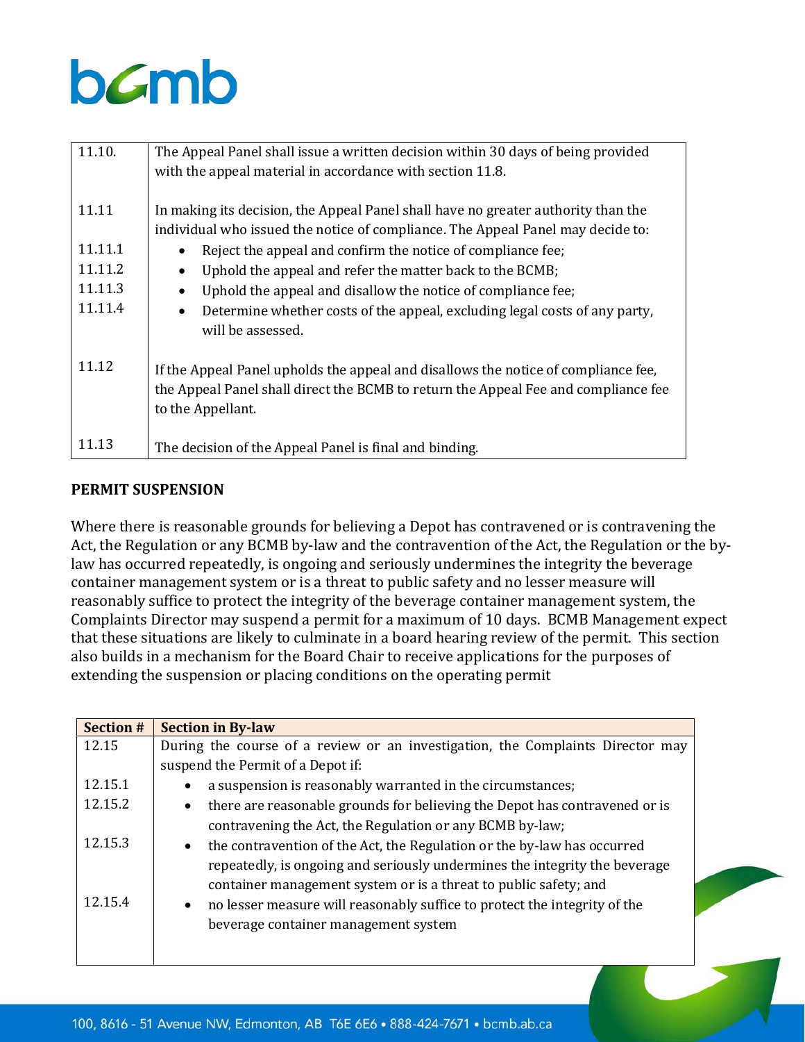| | |
|---|---|
| 11.10. | The Appeal Panel shall issue a written decision within 30 days of being provided with the appeal material in accordance with section 11.8. |
| 11.11 | In making its decision, the Appeal Panel shall have no greater authority than the individual who issued the notice of compliance. The Appeal Panel may decide to: |
| 11.11.1 | • Reject the appeal and confirm the notice of compliance fee; |
| 11.11.2 | • Uphold the appeal and refer the matter back to the BCMB; |
| 11.11.3 | • Uphold the appeal and disallow the notice of compliance fee; |
| 11.11.4 | • Determine whether costs of the appeal, excluding legal costs of any party, will be assessed. |
| 11.12 | If the Appeal Panel upholds the appeal and disallows the notice of compliance fee, the Appeal Panel shall direct the BCMB to return the Appeal Fee and compliance fee to the Appellant. |
| 11.13 | The decision of the Appeal Panel is final and binding. |

**PERMIT SUSPENSION**

Where there is reasonable grounds for believing a Depot has contravened or is contravening the Act, the Regulation or any BCMB by-law and the contravention of the Act, the Regulation or the by-law has occurred repeatedly, is ongoing and seriously undermines the integrity the beverage container management system or is a threat to public safety and no lesser measure will reasonably suffice to protect the integrity of the beverage container management system, the Complaints Director may suspend a permit for a maximum of 10 days. BCMB Management expect that these situations are likely to culminate in a board hearing review of the permit. This section also builds in a mechanism for the Board Chair to receive applications for the purposes of extending the suspension or placing conditions on the operating permit

| Section # | Section in By-law |
|---|---|
| 12.15 | During the course of a review or an investigation, the Complaints Director may suspend the Permit of a Depot if: |
| 12.15.1 | • a suspension is reasonably warranted in the circumstances; |
| 12.15.2 | • there are reasonable grounds for believing the Depot has contravened or is contravening the Act, the Regulation or any BCMB by-law; |
| 12.15.3 | • the contravention of the Act, the Regulation or the by-law has occurred repeatedly, is ongoing and seriously undermines the integrity the beverage container management system or is a threat to public safety; and |
| 12.15.4 | • no lesser measure will reasonably suffice to protect the integrity of the beverage container management system |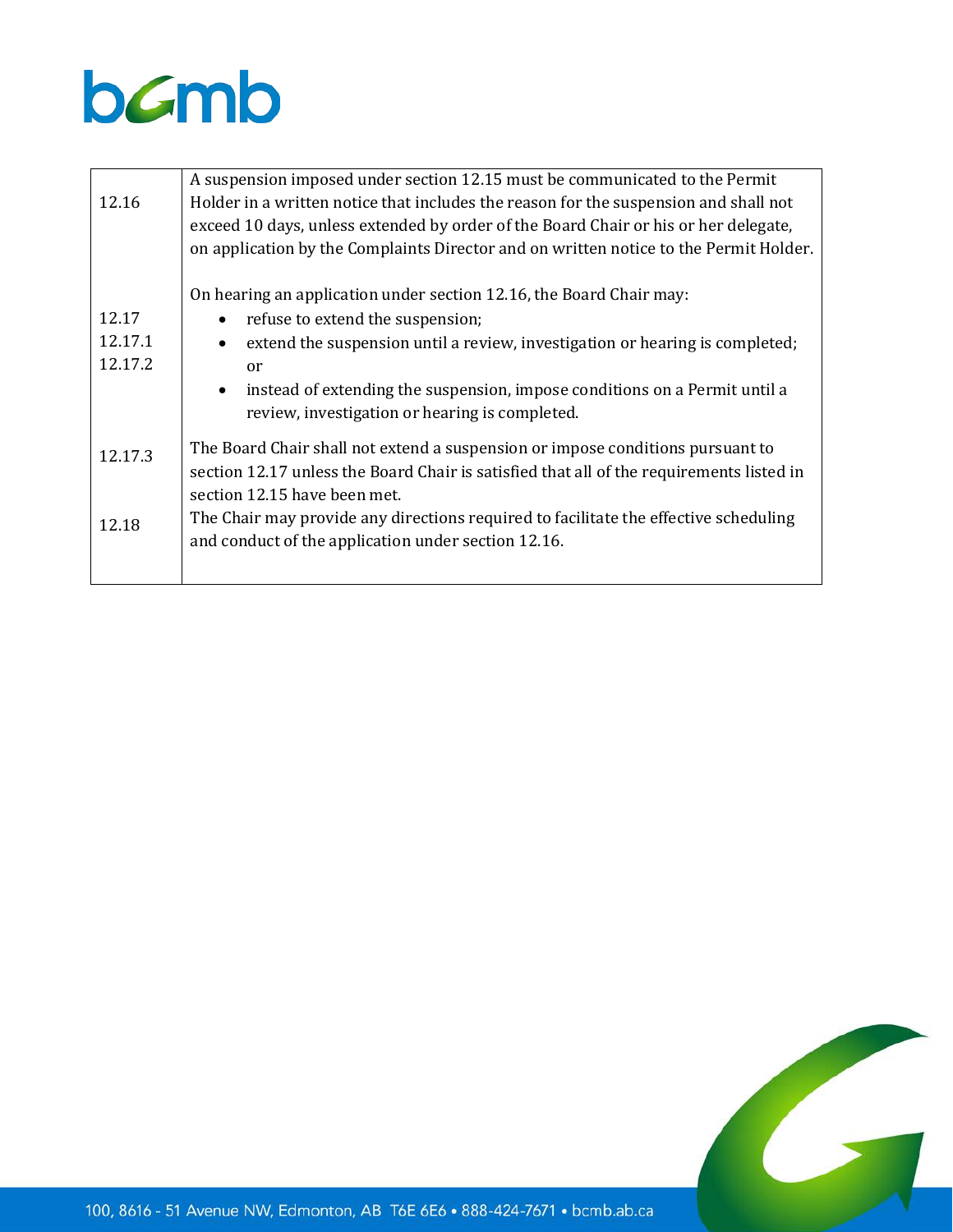| | |
|---|---|
| 12.16 | A suspension imposed under section 12.15 must be communicated to the Permit Holder in a written notice that includes the reason for the suspension and shall not exceed 10 days, unless extended by order of the Board Chair or his or her delegate, on application by the Complaints Director and on written notice to the Permit Holder. |
| 12.17<br>12.17.1<br>12.17.2 | On hearing an application under section 12.16, the Board Chair may:<br>• refuse to extend the suspension;<br>• extend the suspension until a review, investigation or hearing is completed; or<br>• instead of extending the suspension, impose conditions on a Permit until a review, investigation or hearing is completed. |
| 12.17.3 | The Board Chair shall not extend a suspension or impose conditions pursuant to section 12.17 unless the Board Chair is satisfied that all of the requirements listed in section 12.15 have been met. |
| 12.18 | The Chair may provide any directions required to facilitate the effective scheduling and conduct of the application under section 12.16. |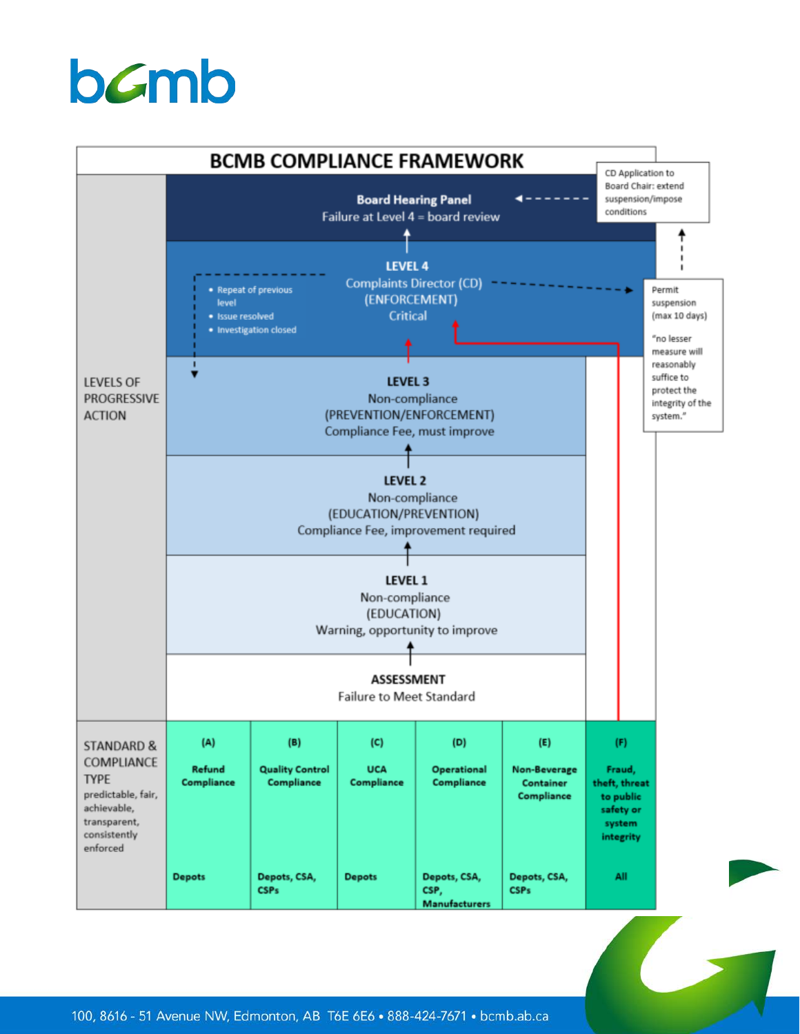# BCMB COMPLIANCE FRAMEWORK

LEVELS OF PROGRESSIVE ACTION

**Board Hearing Panel**
Failure at Level 4 = board review

CD Application to Board Chair: extend suspension/impose conditions

**LEVEL 4**
Complaints Director (CD)
(ENFORCEMENT)
Critical

- Repeat of previous level
- Issue resolved
- Investigation closed

Permit suspension (max 10 days)

"no lesser measure will reasonably suffice to protect the integrity of the system."

**LEVEL 3**
Non-compliance
(PREVENTION/ENFORCEMENT)
Compliance Fee, must improve

**LEVEL 2**
Non-compliance
(EDUCATION/PREVENTION)
Compliance Fee, improvement required

**LEVEL 1**
Non-compliance
(EDUCATION)
Warning, opportunity to improve

**ASSESSMENT**
Failure to Meet Standard

| STANDARD & COMPLIANCE TYPE (predictable, fair, achievable, transparent, consistently enforced) | (A) | (B) | (C) | (D) | (E) | (F) |
|---|---|---|---|---|---|---|
| | **Refund Compliance** | **Quality Control Compliance** | **UCA Compliance** | **Operational Compliance** | **Non-Beverage Container Compliance** | **Fraud, theft, threat to public safety or system integrity** |
| | Depots | Depots, CSA, CSPs | Depots | Depots, CSA, CSP, Manufacturers | Depots, CSA, CSPs | All |